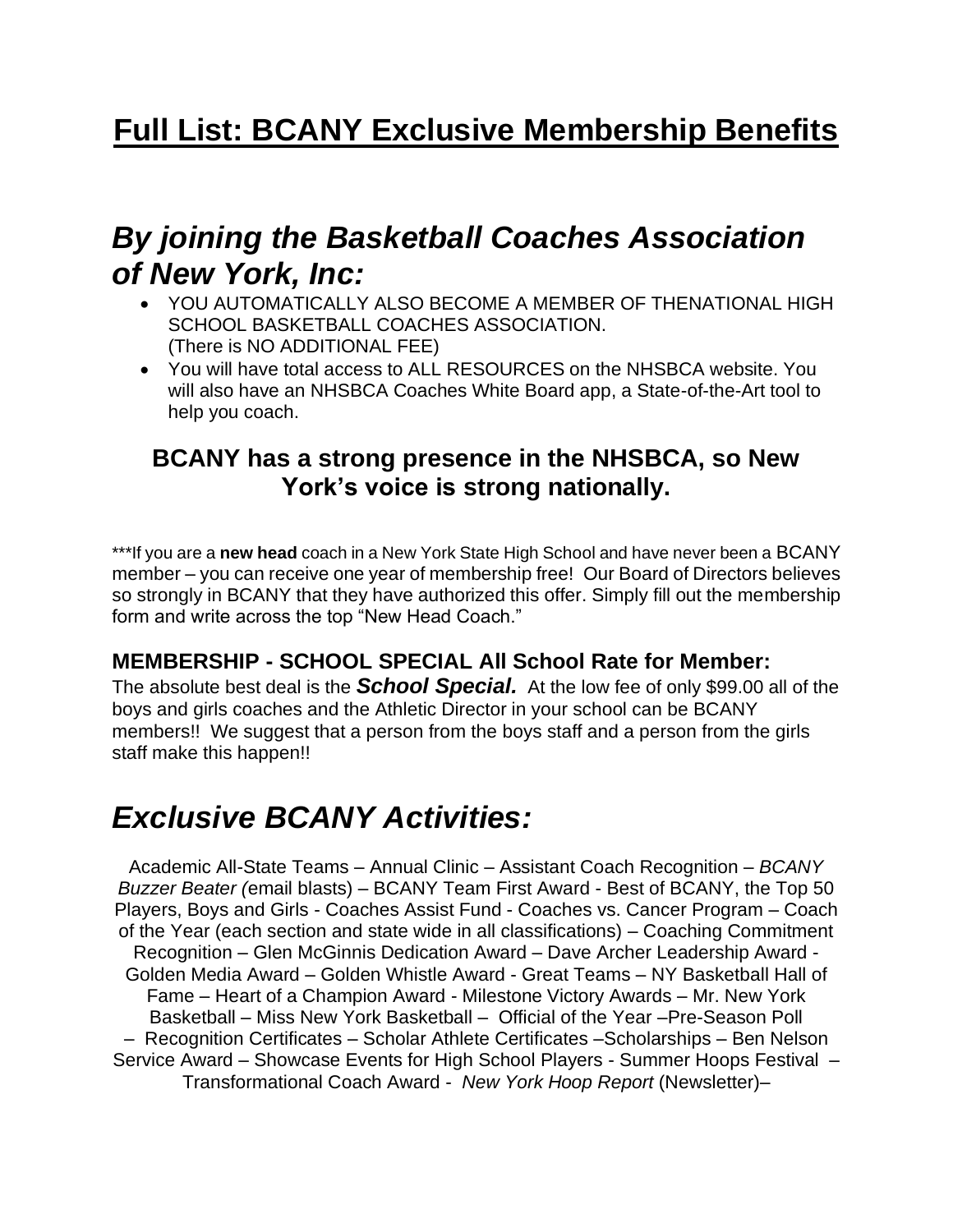# Full List: BCANY Exclusive Membership Benefits

## *By joining the Basketball Coaches Association of New York, Inc:*

- YOU AUTOMATICALLY ALSO BECOME A MEMBER OF THENATIONAL HIGH SCHOOL BASKETBALL COACHES ASSOCIATION. (There is NO ADDITIONAL FEE)
- You will have total access to ALL RESOURCES on the NHSBCA website. You will also have an NHSBCA Coaches White Board app, a State-of-the-Art tool to help you coach.

### BCANY has a strong presence in the NHSBCA, so New York's voice is strong nationally.

***If you are a **new head** coach in a New York State High School and have never been a BCANY member – you can receive one year of membership free! Our Board of Directors believes so strongly in BCANY that they have authorized this offer. Simply fill out the membership form and write across the top "New Head Coach."

### MEMBERSHIP - SCHOOL SPECIAL All School Rate for Member:

The absolute best deal is the ***School Special.*** At the low fee of only $99.00 all of the boys and girls coaches and the Athletic Director in your school can be BCANY members!! We suggest that a person from the boys staff and a person from the girls staff make this happen!!

## *Exclusive BCANY Activities:*

Academic All-State Teams – Annual Clinic – Assistant Coach Recognition – *BCANY Buzzer Beater (*email blasts) – BCANY Team First Award - Best of BCANY, the Top 50 Players, Boys and Girls - Coaches Assist Fund - Coaches vs. Cancer Program – Coach of the Year (each section and state wide in all classifications) – Coaching Commitment Recognition – Glen McGinnis Dedication Award – Dave Archer Leadership Award - Golden Media Award – Golden Whistle Award - Great Teams – NY Basketball Hall of Fame – Heart of a Champion Award - Milestone Victory Awards – Mr. New York Basketball – Miss New York Basketball – Official of the Year –Pre-Season Poll – Recognition Certificates – Scholar Athlete Certificates –Scholarships – Ben Nelson Service Award – Showcase Events for High School Players - Summer Hoops Festival – Transformational Coach Award - *New York Hoop Report* (Newsletter)–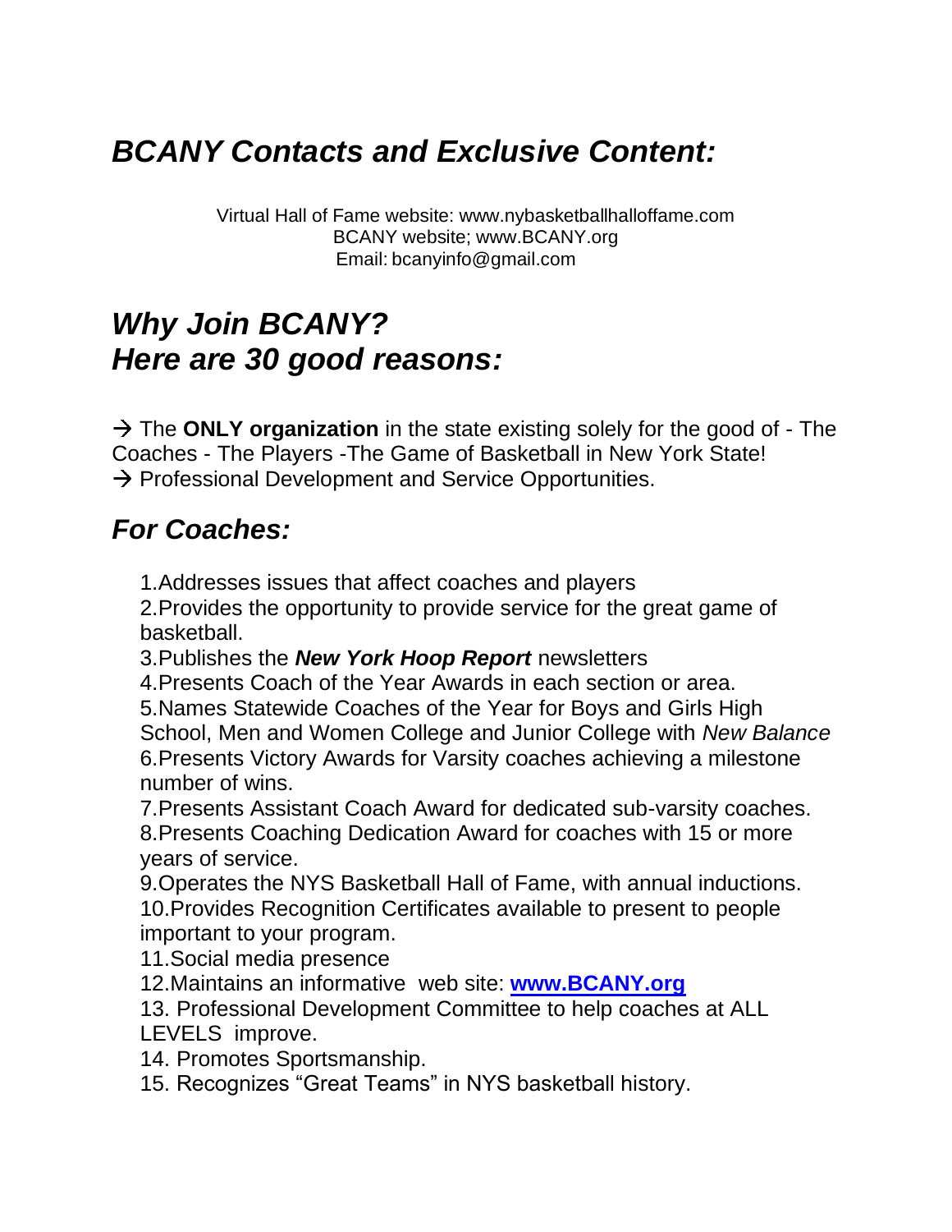## *BCANY Contacts and Exclusive Content:*

Virtual Hall of Fame website: www.nybasketballhalloffame.com
BCANY website; www.BCANY.org
Email: bcanyinfo@gmail.com

## *Why Join BCANY?*
## *Here are 30 good reasons:*

→ The **ONLY organization** in the state existing solely for the good of - The Coaches - The Players -The Game of Basketball in New York State!
→ Professional Development and Service Opportunities.

## *For Coaches:*

1. Addresses issues that affect coaches and players
2. Provides the opportunity to provide service for the great game of basketball.
3. Publishes the ***New York Hoop Report*** newsletters
4. Presents Coach of the Year Awards in each section or area.
5. Names Statewide Coaches of the Year for Boys and Girls High School, Men and Women College and Junior College with *New Balance*
6. Presents Victory Awards for Varsity coaches achieving a milestone number of wins.
7. Presents Assistant Coach Award for dedicated sub-varsity coaches.
8. Presents Coaching Dedication Award for coaches with 15 or more years of service.
9. Operates the NYS Basketball Hall of Fame, with annual inductions.
10. Provides Recognition Certificates available to present to people important to your program.
11. Social media presence
12. Maintains an informative web site: **[www.BCANY.org](http://www.BCANY.org)**
13. Professional Development Committee to help coaches at ALL LEVELS improve.
14. Promotes Sportsmanship.
15. Recognizes "Great Teams" in NYS basketball history.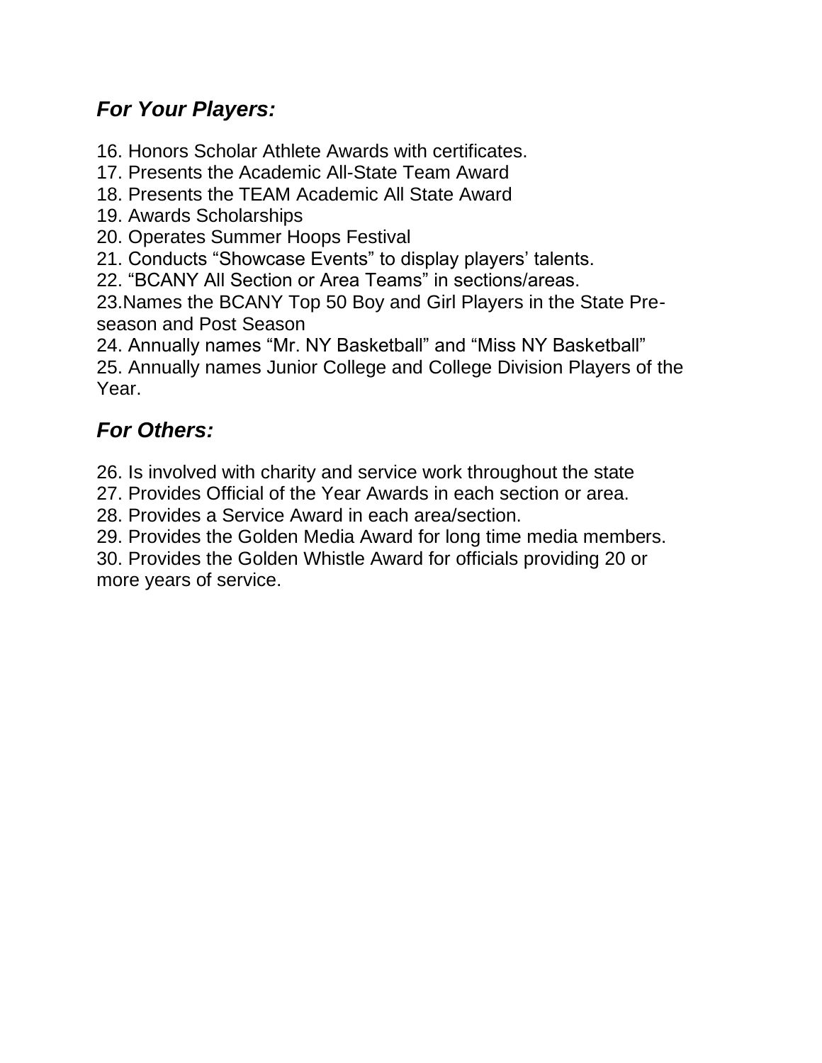## *For Your Players:*

16. Honors Scholar Athlete Awards with certificates.
17. Presents the Academic All-State Team Award
18. Presents the TEAM Academic All State Award
19. Awards Scholarships
20. Operates Summer Hoops Festival
21. Conducts "Showcase Events" to display players' talents.
22. "BCANY All Section or Area Teams" in sections/areas.
23. Names the BCANY Top 50 Boy and Girl Players in the State Pre-season and Post Season
24. Annually names "Mr. NY Basketball" and "Miss NY Basketball"
25. Annually names Junior College and College Division Players of the Year.

## *For Others:*

26. Is involved with charity and service work throughout the state
27. Provides Official of the Year Awards in each section or area.
28. Provides a Service Award in each area/section.
29. Provides the Golden Media Award for long time media members.
30. Provides the Golden Whistle Award for officials providing 20 or more years of service.